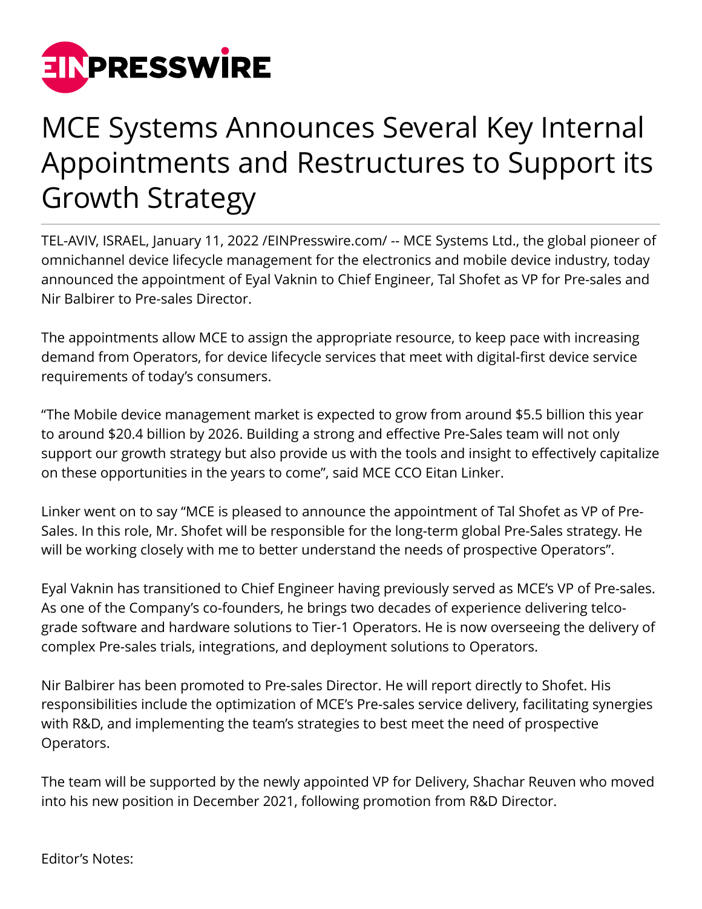# MCE Systems Announces Several Key Internal Appointments and Restructures to Support its Growth Strategy

TEL-AVIV, ISRAEL, January 11, 2022 /EINPresswire.com/ -- MCE Systems Ltd., the global pioneer of omnichannel device lifecycle management for the electronics and mobile device industry, today announced the appointment of Eyal Vaknin to Chief Engineer, Tal Shofet as VP for Pre-sales and Nir Balbirer to Pre-sales Director.

The appointments allow MCE to assign the appropriate resource, to keep pace with increasing demand from Operators, for device lifecycle services that meet with digital-first device service requirements of today's consumers.

"The Mobile device management market is expected to grow from around $5.5 billion this year to around $20.4 billion by 2026. Building a strong and effective Pre-Sales team will not only support our growth strategy but also provide us with the tools and insight to effectively capitalize on these opportunities in the years to come", said MCE CCO Eitan Linker.

Linker went on to say "MCE is pleased to announce the appointment of Tal Shofet as VP of Pre-Sales. In this role, Mr. Shofet will be responsible for the long-term global Pre-Sales strategy. He will be working closely with me to better understand the needs of prospective Operators".

Eyal Vaknin has transitioned to Chief Engineer having previously served as MCE's VP of Pre-sales. As one of the Company's co-founders, he brings two decades of experience delivering telco-grade software and hardware solutions to Tier-1 Operators. He is now overseeing the delivery of complex Pre-sales trials, integrations, and deployment solutions to Operators.

Nir Balbirer has been promoted to Pre-sales Director. He will report directly to Shofet. His responsibilities include the optimization of MCE's Pre-sales service delivery, facilitating synergies with R&D, and implementing the team's strategies to best meet the need of prospective Operators.

The team will be supported by the newly appointed VP for Delivery, Shachar Reuven who moved into his new position in December 2021, following promotion from R&D Director.

Editor's Notes: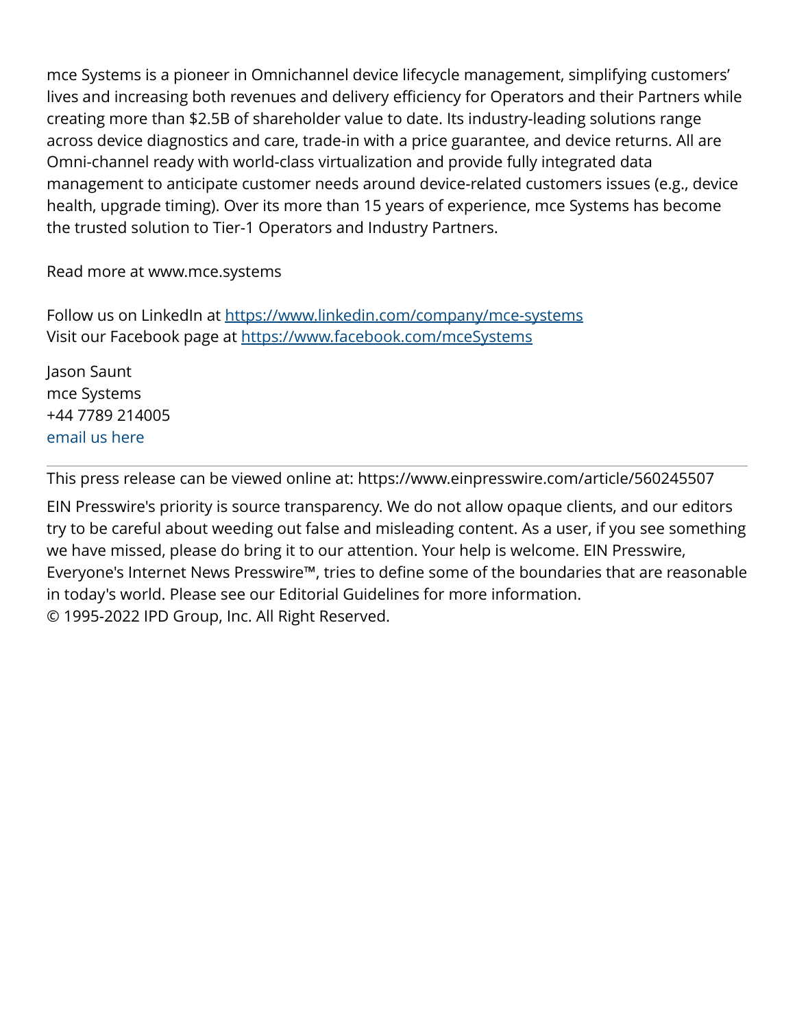mce Systems is a pioneer in Omnichannel device lifecycle management, simplifying customers' lives and increasing both revenues and delivery efficiency for Operators and their Partners while creating more than $2.5B of shareholder value to date. Its industry-leading solutions range across device diagnostics and care, trade-in with a price guarantee, and device returns. All are Omni-channel ready with world-class virtualization and provide fully integrated data management to anticipate customer needs around device-related customers issues (e.g., device health, upgrade timing). Over its more than 15 years of experience, mce Systems has become the trusted solution to Tier-1 Operators and Industry Partners.

Read more at www.mce.systems

Follow us on LinkedIn at https://www.linkedin.com/company/mce-systems
Visit our Facebook page at https://www.facebook.com/mceSystems

Jason Saunt
mce Systems
+44 7789 214005
email us here

---

This press release can be viewed online at: https://www.einpresswire.com/article/560245507

EIN Presswire's priority is source transparency. We do not allow opaque clients, and our editors try to be careful about weeding out false and misleading content. As a user, if you see something we have missed, please do bring it to our attention. Your help is welcome. EIN Presswire, Everyone's Internet News Presswire™, tries to define some of the boundaries that are reasonable in today's world. Please see our Editorial Guidelines for more information.
© 1995-2022 IPD Group, Inc. All Right Reserved.